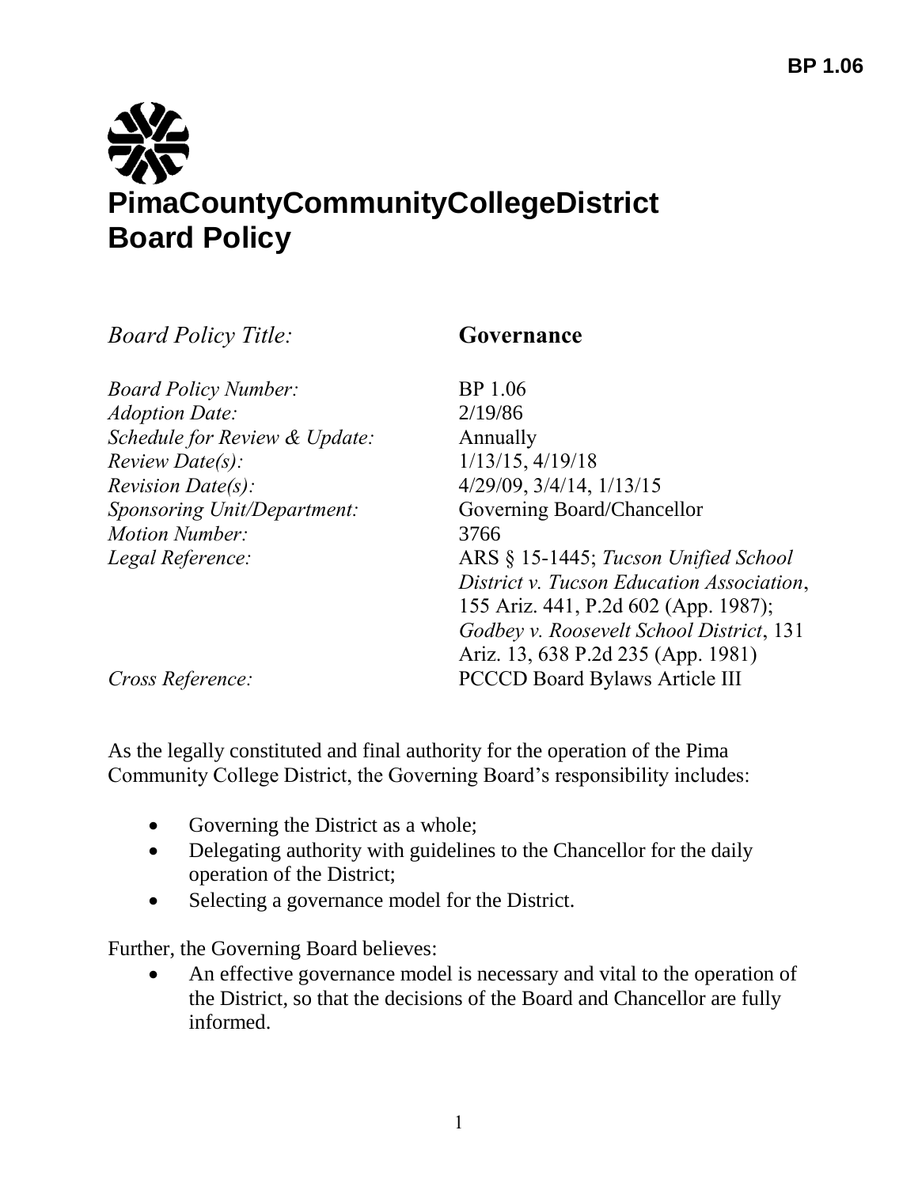# PimaCountyCommunityCollegeDistrict Board Policy

| | |
|---|---|
| *Board Policy Title:* | **Governance** |
| *Board Policy Number:* | BP 1.06 |
| *Adoption Date:* | 2/19/86 |
| *Schedule for Review & Update:* | Annually |
| *Review Date(s):* | 1/13/15, 4/19/18 |
| *Revision Date(s):* | 4/29/09, 3/4/14, 1/13/15 |
| *Sponsoring Unit/Department:* | Governing Board/Chancellor |
| *Motion Number:* | 3766 |
| *Legal Reference:* | ARS § 15-1445; *Tucson Unified School District v. Tucson Education Association*, 155 Ariz. 441, P.2d 602 (App. 1987); *Godbey v. Roosevelt School District*, 131 Ariz. 13, 638 P.2d 235 (App. 1981) |
| *Cross Reference:* | PCCCD Board Bylaws Article III |

As the legally constituted and final authority for the operation of the Pima Community College District, the Governing Board's responsibility includes:

- Governing the District as a whole;
- Delegating authority with guidelines to the Chancellor for the daily operation of the District;
- Selecting a governance model for the District.

Further, the Governing Board believes:

- An effective governance model is necessary and vital to the operation of the District, so that the decisions of the Board and Chancellor are fully informed.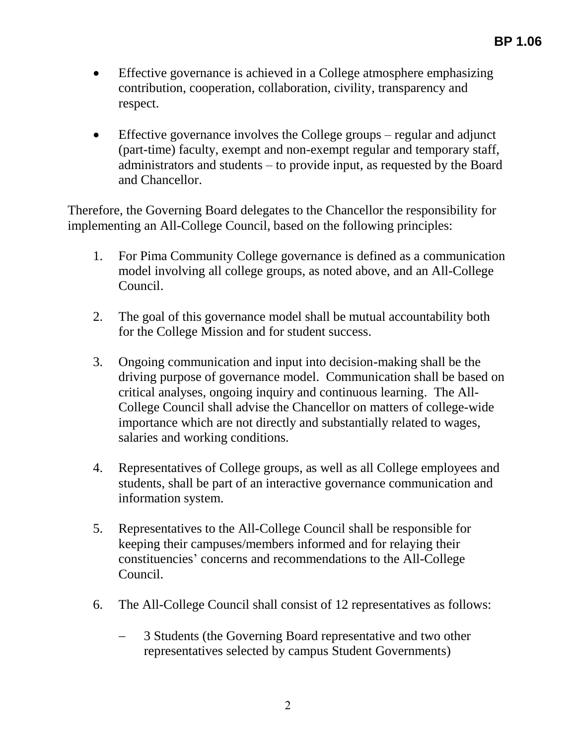- Effective governance is achieved in a College atmosphere emphasizing contribution, cooperation, collaboration, civility, transparency and respect.

- Effective governance involves the College groups – regular and adjunct (part-time) faculty, exempt and non-exempt regular and temporary staff, administrators and students – to provide input, as requested by the Board and Chancellor.

Therefore, the Governing Board delegates to the Chancellor the responsibility for implementing an All-College Council, based on the following principles:

1. For Pima Community College governance is defined as a communication model involving all college groups, as noted above, and an All-College Council.

2. The goal of this governance model shall be mutual accountability both for the College Mission and for student success.

3. Ongoing communication and input into decision-making shall be the driving purpose of governance model. Communication shall be based on critical analyses, ongoing inquiry and continuous learning. The All-College Council shall advise the Chancellor on matters of college-wide importance which are not directly and substantially related to wages, salaries and working conditions.

4. Representatives of College groups, as well as all College employees and students, shall be part of an interactive governance communication and information system.

5. Representatives to the All-College Council shall be responsible for keeping their campuses/members informed and for relaying their constituencies' concerns and recommendations to the All-College Council.

6. The All-College Council shall consist of 12 representatives as follows:

   - 3 Students (the Governing Board representative and two other representatives selected by campus Student Governments)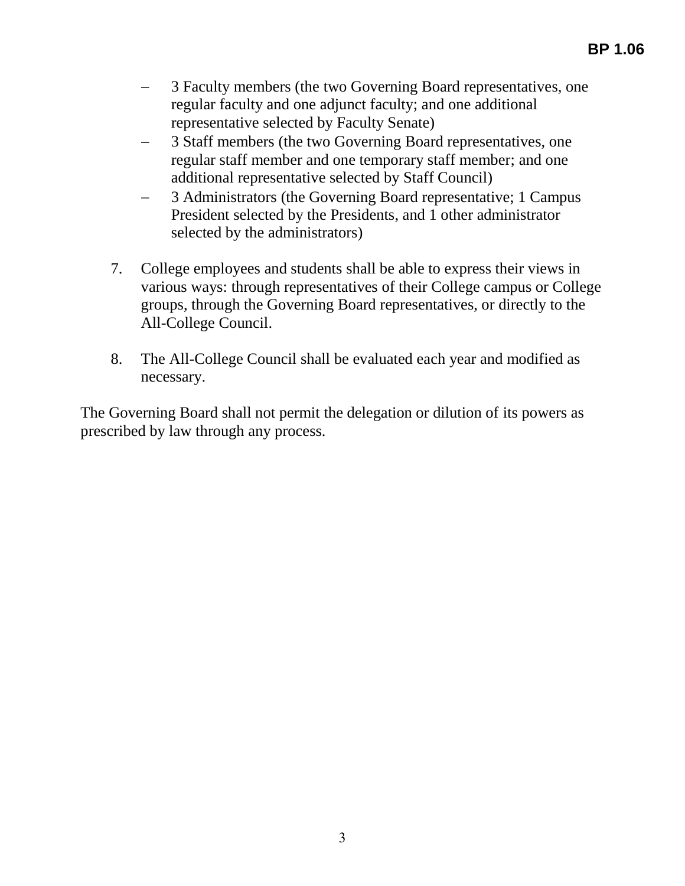- 3 Faculty members (the two Governing Board representatives, one regular faculty and one adjunct faculty; and one additional representative selected by Faculty Senate)
- 3 Staff members (the two Governing Board representatives, one regular staff member and one temporary staff member; and one additional representative selected by Staff Council)
- 3 Administrators (the Governing Board representative; 1 Campus President selected by the Presidents, and 1 other administrator selected by the administrators)

7. College employees and students shall be able to express their views in various ways: through representatives of their College campus or College groups, through the Governing Board representatives, or directly to the All-College Council.

8. The All-College Council shall be evaluated each year and modified as necessary.

The Governing Board shall not permit the delegation or dilution of its powers as prescribed by law through any process.